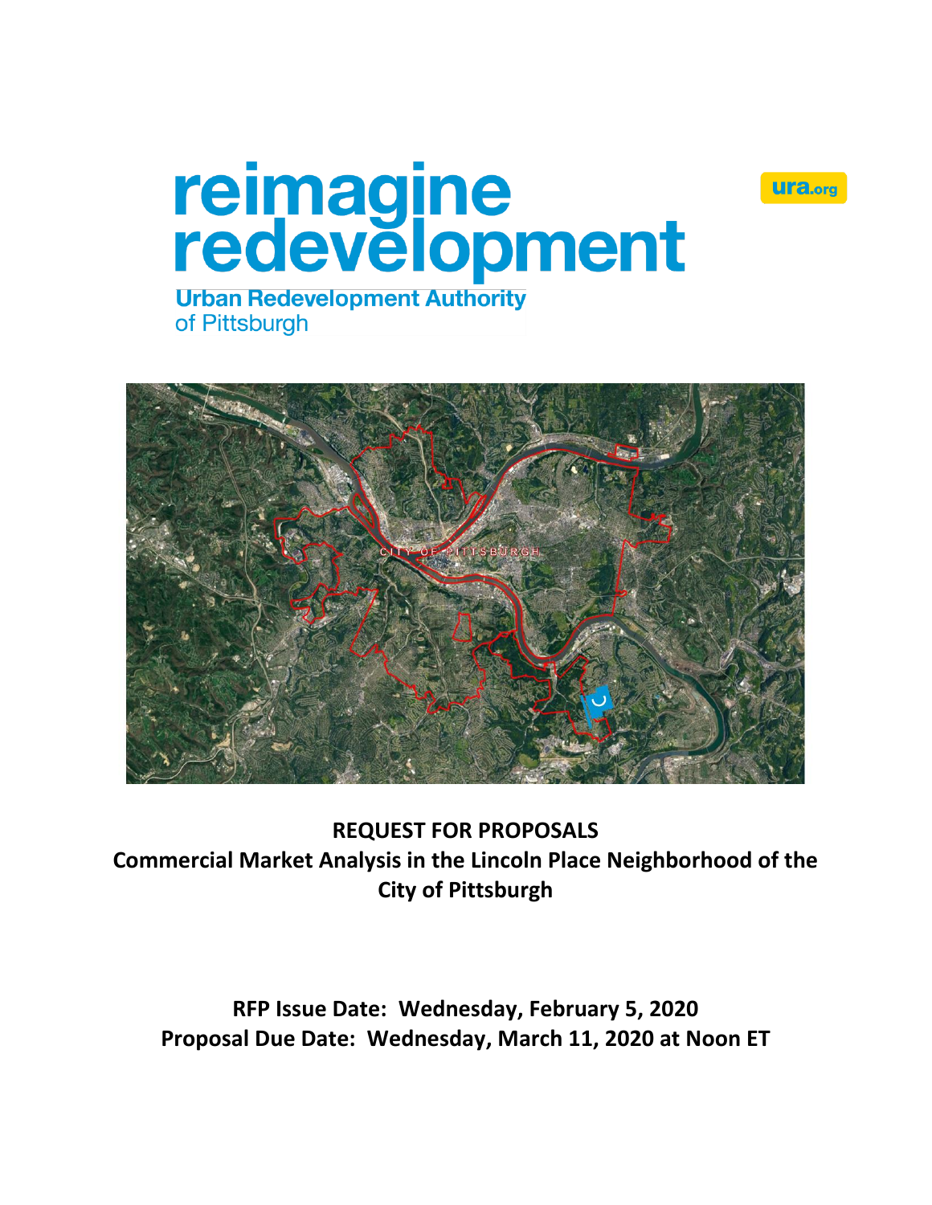reimagine redevelopment

Urban Redevelopment Authority of Pittsburgh

ura.org

CITY OF PITTSBURGH

**REQUEST FOR PROPOSALS**

**Commercial Market Analysis in the Lincoln Place Neighborhood of the City of Pittsburgh**

**RFP Issue Date: Wednesday, February 5, 2020**

**Proposal Due Date: Wednesday, March 11, 2020 at Noon ET**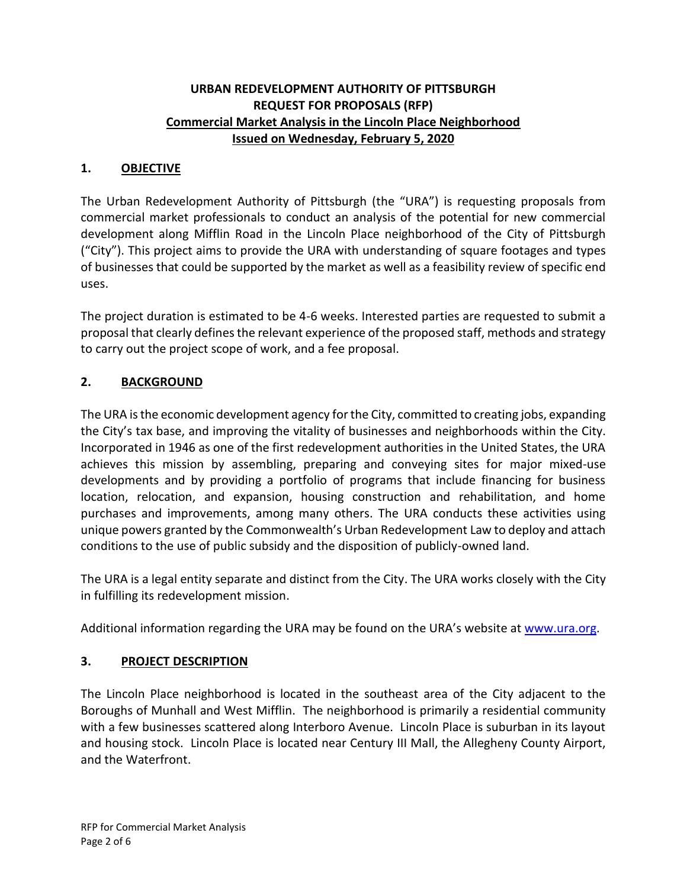**URBAN REDEVELOPMENT AUTHORITY OF PITTSBURGH**
**REQUEST FOR PROPOSALS (RFP)**
**Commercial Market Analysis in the Lincoln Place Neighborhood**
**Issued on Wednesday, February 5, 2020**

## 1. OBJECTIVE

The Urban Redevelopment Authority of Pittsburgh (the "URA") is requesting proposals from commercial market professionals to conduct an analysis of the potential for new commercial development along Mifflin Road in the Lincoln Place neighborhood of the City of Pittsburgh ("City"). This project aims to provide the URA with understanding of square footages and types of businesses that could be supported by the market as well as a feasibility review of specific end uses.

The project duration is estimated to be 4-6 weeks. Interested parties are requested to submit a proposal that clearly defines the relevant experience of the proposed staff, methods and strategy to carry out the project scope of work, and a fee proposal.

## 2. BACKGROUND

The URA is the economic development agency for the City, committed to creating jobs, expanding the City's tax base, and improving the vitality of businesses and neighborhoods within the City. Incorporated in 1946 as one of the first redevelopment authorities in the United States, the URA achieves this mission by assembling, preparing and conveying sites for major mixed-use developments and by providing a portfolio of programs that include financing for business location, relocation, and expansion, housing construction and rehabilitation, and home purchases and improvements, among many others. The URA conducts these activities using unique powers granted by the Commonwealth's Urban Redevelopment Law to deploy and attach conditions to the use of public subsidy and the disposition of publicly-owned land.

The URA is a legal entity separate and distinct from the City. The URA works closely with the City in fulfilling its redevelopment mission.

Additional information regarding the URA may be found on the URA's website at [www.ura.org](http://www.ura.org).

## 3. PROJECT DESCRIPTION

The Lincoln Place neighborhood is located in the southeast area of the City adjacent to the Boroughs of Munhall and West Mifflin. The neighborhood is primarily a residential community with a few businesses scattered along Interboro Avenue. Lincoln Place is suburban in its layout and housing stock. Lincoln Place is located near Century III Mall, the Allegheny County Airport, and the Waterfront.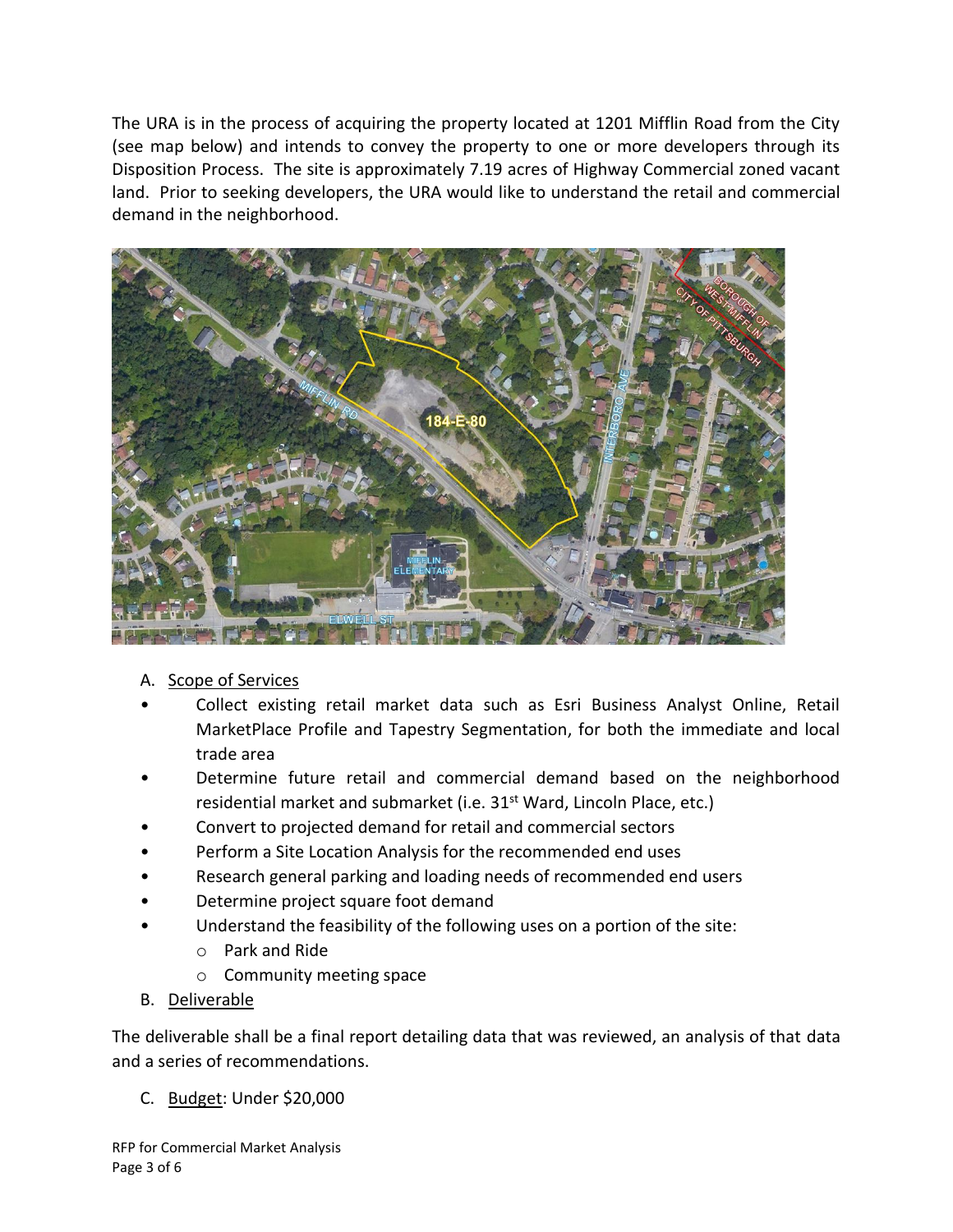The URA is in the process of acquiring the property located at 1201 Mifflin Road from the City (see map below) and intends to convey the property to one or more developers through its Disposition Process. The site is approximately 7.19 acres of Highway Commercial zoned vacant land. Prior to seeking developers, the URA would like to understand the retail and commercial demand in the neighborhood.

A. Scope of Services

- Collect existing retail market data such as Esri Business Analyst Online, Retail MarketPlace Profile and Tapestry Segmentation, for both the immediate and local trade area
- Determine future retail and commercial demand based on the neighborhood residential market and submarket (i.e. 31st Ward, Lincoln Place, etc.)
- Convert to projected demand for retail and commercial sectors
- Perform a Site Location Analysis for the recommended end uses
- Research general parking and loading needs of recommended end users
- Determine project square foot demand
- Understand the feasibility of the following uses on a portion of the site:
  - Park and Ride
  - Community meeting space

B. Deliverable

The deliverable shall be a final report detailing data that was reviewed, an analysis of that data and a series of recommendations.

C. Budget: Under $20,000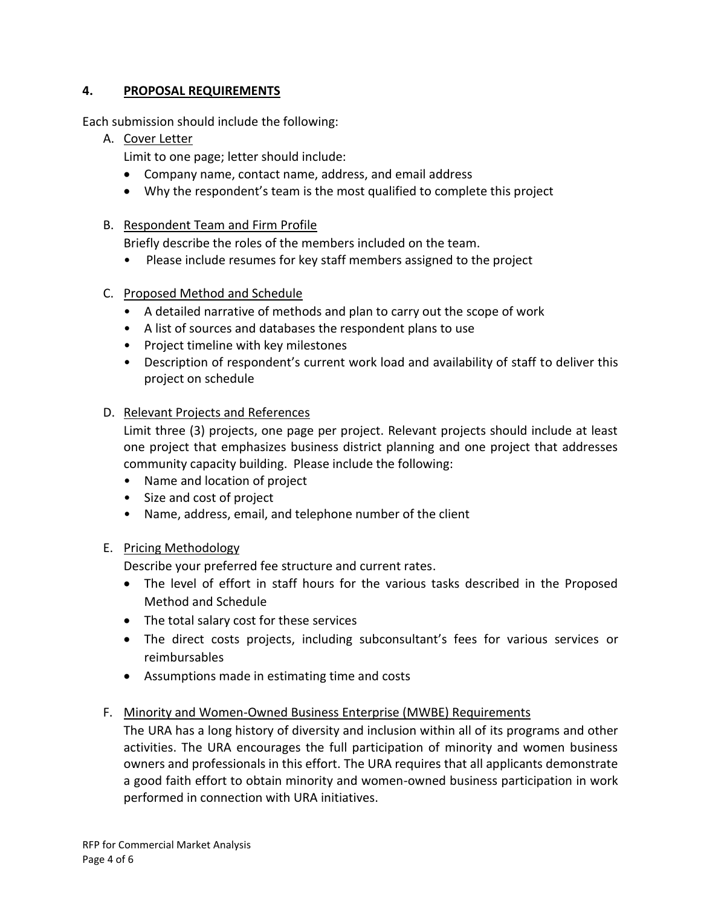## 4. PROPOSAL REQUIREMENTS

Each submission should include the following:

A. Cover Letter

Limit to one page; letter should include:

- Company name, contact name, address, and email address
- Why the respondent's team is the most qualified to complete this project

B. Respondent Team and Firm Profile

Briefly describe the roles of the members included on the team.

- Please include resumes for key staff members assigned to the project

C. Proposed Method and Schedule

- A detailed narrative of methods and plan to carry out the scope of work
- A list of sources and databases the respondent plans to use
- Project timeline with key milestones
- Description of respondent's current work load and availability of staff to deliver this project on schedule

D. Relevant Projects and References

Limit three (3) projects, one page per project. Relevant projects should include at least one project that emphasizes business district planning and one project that addresses community capacity building. Please include the following:

- Name and location of project
- Size and cost of project
- Name, address, email, and telephone number of the client

E. Pricing Methodology

Describe your preferred fee structure and current rates.

- The level of effort in staff hours for the various tasks described in the Proposed Method and Schedule
- The total salary cost for these services
- The direct costs projects, including subconsultant's fees for various services or reimbursables
- Assumptions made in estimating time and costs

F. Minority and Women-Owned Business Enterprise (MWBE) Requirements

The URA has a long history of diversity and inclusion within all of its programs and other activities. The URA encourages the full participation of minority and women business owners and professionals in this effort. The URA requires that all applicants demonstrate a good faith effort to obtain minority and women-owned business participation in work performed in connection with URA initiatives.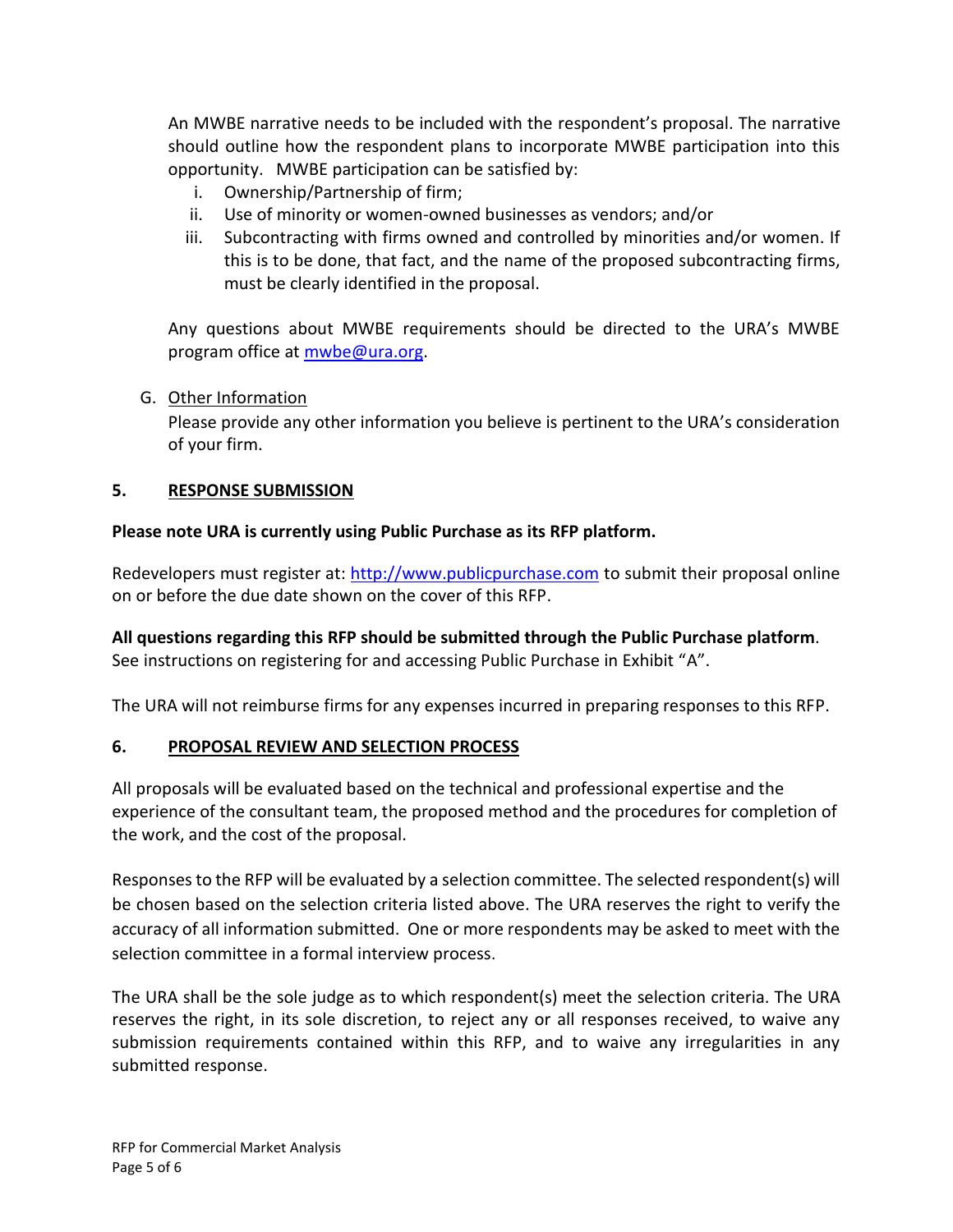An MWBE narrative needs to be included with the respondent's proposal. The narrative should outline how the respondent plans to incorporate MWBE participation into this opportunity. MWBE participation can be satisfied by:

i. Ownership/Partnership of firm;
ii. Use of minority or women-owned businesses as vendors; and/or
iii. Subcontracting with firms owned and controlled by minorities and/or women. If this is to be done, that fact, and the name of the proposed subcontracting firms, must be clearly identified in the proposal.

Any questions about MWBE requirements should be directed to the URA's MWBE program office at [mwbe@ura.org](mailto:mwbe@ura.org).

G. Other Information

Please provide any other information you believe is pertinent to the URA's consideration of your firm.

## 5. RESPONSE SUBMISSION

**Please note URA is currently using Public Purchase as its RFP platform.**

Redevelopers must register at: [http://www.publicpurchase.com](http://www.publicpurchase.com) to submit their proposal online on or before the due date shown on the cover of this RFP.

**All questions regarding this RFP should be submitted through the Public Purchase platform**. See instructions on registering for and accessing Public Purchase in Exhibit "A".

The URA will not reimburse firms for any expenses incurred in preparing responses to this RFP.

## 6. PROPOSAL REVIEW AND SELECTION PROCESS

All proposals will be evaluated based on the technical and professional expertise and the experience of the consultant team, the proposed method and the procedures for completion of the work, and the cost of the proposal.

Responses to the RFP will be evaluated by a selection committee. The selected respondent(s) will be chosen based on the selection criteria listed above. The URA reserves the right to verify the accuracy of all information submitted. One or more respondents may be asked to meet with the selection committee in a formal interview process.

The URA shall be the sole judge as to which respondent(s) meet the selection criteria. The URA reserves the right, in its sole discretion, to reject any or all responses received, to waive any submission requirements contained within this RFP, and to waive any irregularities in any submitted response.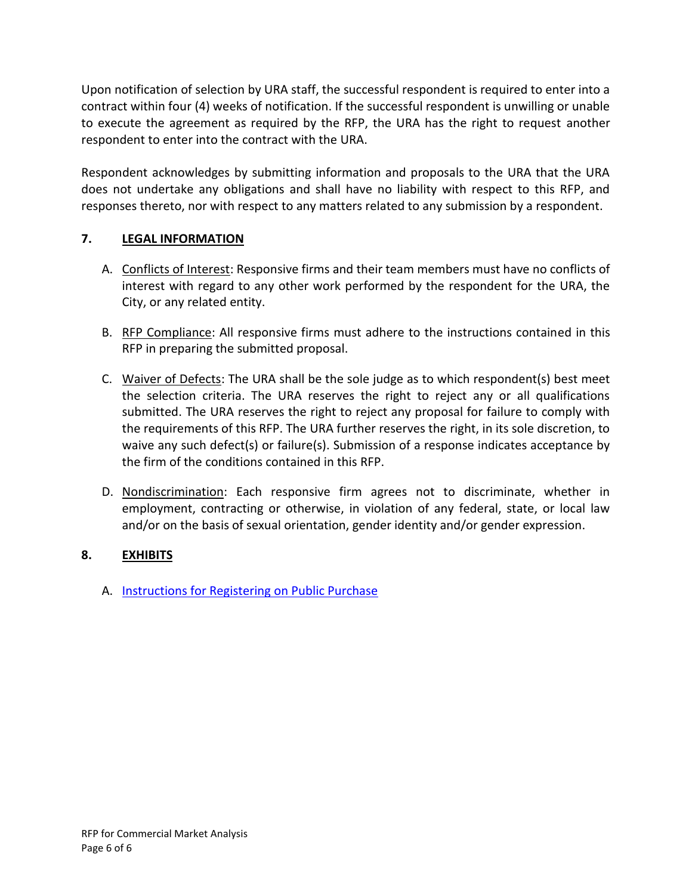Upon notification of selection by URA staff, the successful respondent is required to enter into a contract within four (4) weeks of notification. If the successful respondent is unwilling or unable to execute the agreement as required by the RFP, the URA has the right to request another respondent to enter into the contract with the URA.

Respondent acknowledges by submitting information and proposals to the URA that the URA does not undertake any obligations and shall have no liability with respect to this RFP, and responses thereto, nor with respect to any matters related to any submission by a respondent.

## 7. LEGAL INFORMATION

A. Conflicts of Interest: Responsive firms and their team members must have no conflicts of interest with regard to any other work performed by the respondent for the URA, the City, or any related entity.

B. RFP Compliance: All responsive firms must adhere to the instructions contained in this RFP in preparing the submitted proposal.

C. Waiver of Defects: The URA shall be the sole judge as to which respondent(s) best meet the selection criteria. The URA reserves the right to reject any or all qualifications submitted. The URA reserves the right to reject any proposal for failure to comply with the requirements of this RFP. The URA further reserves the right, in its sole discretion, to waive any such defect(s) or failure(s). Submission of a response indicates acceptance by the firm of the conditions contained in this RFP.

D. Nondiscrimination: Each responsive firm agrees not to discriminate, whether in employment, contracting or otherwise, in violation of any federal, state, or local law and/or on the basis of sexual orientation, gender identity and/or gender expression.

## 8. EXHIBITS

A. Instructions for Registering on Public Purchase